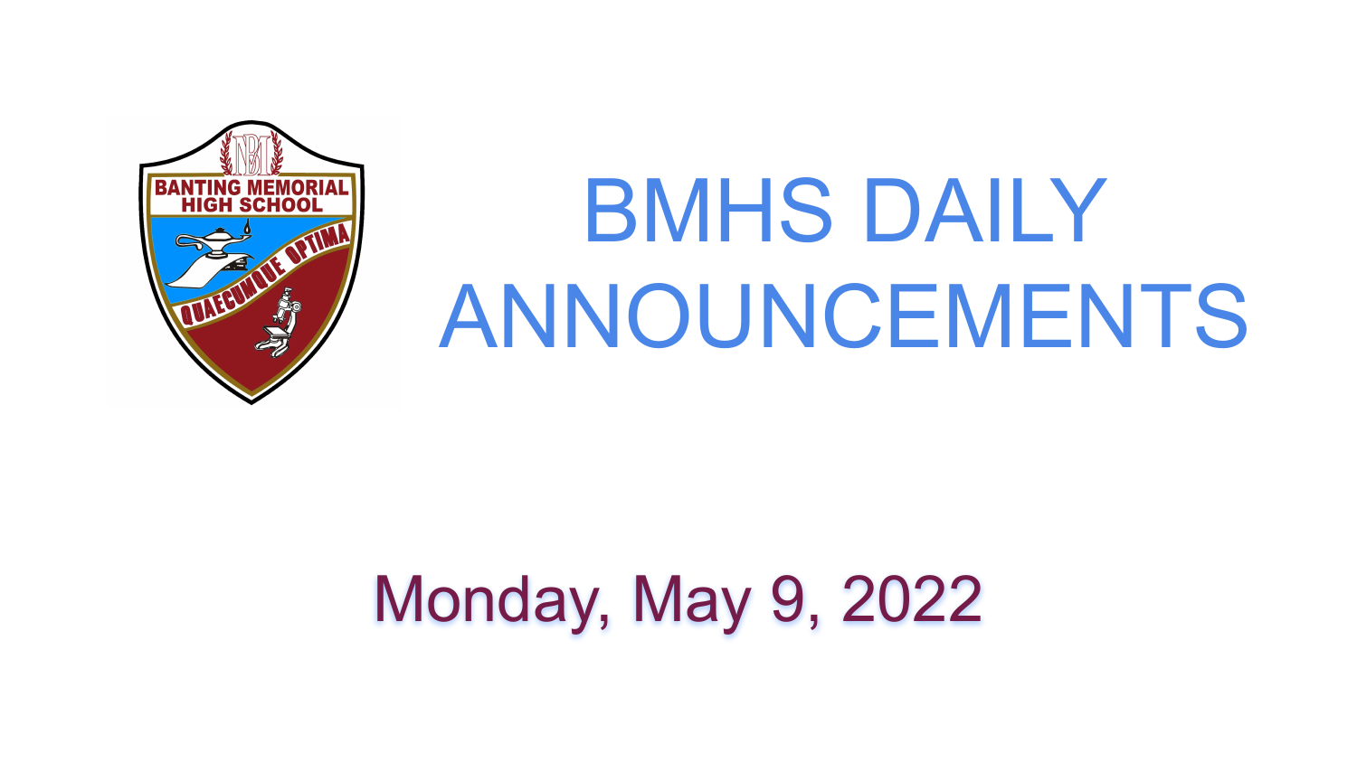# BMHS DAILY ANNOUNCEMENTS

## Monday, May 9, 2022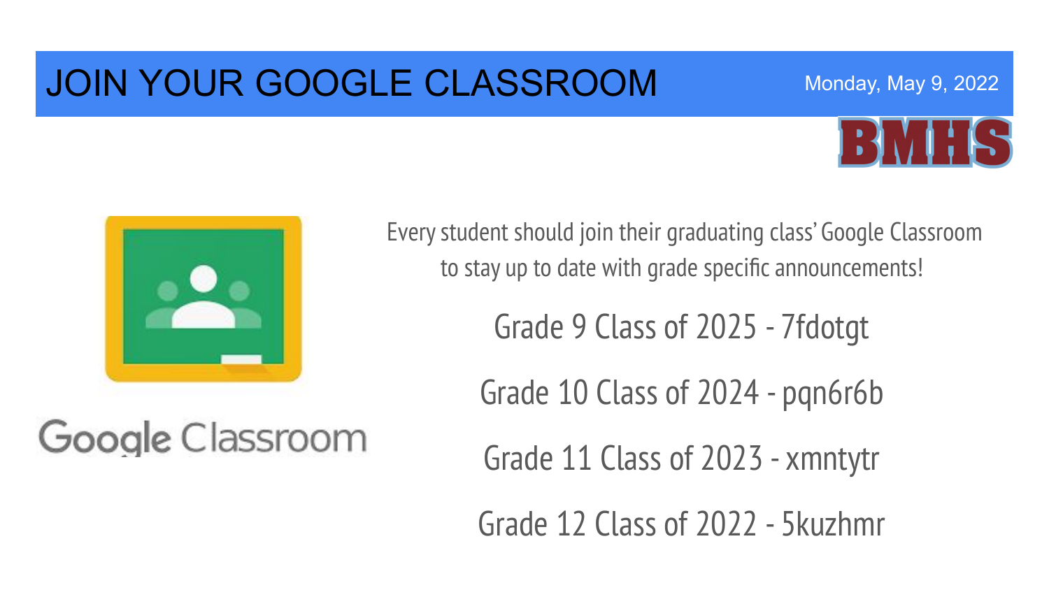# JOIN YOUR GOOGLE CLASSROOM

Monday, May 9, 2022

BMHS

Google Classroom

Every student should join their graduating class' Google Classroom to stay up to date with grade specific announcements!

Grade 9 Class of 2025 - 7fdotgt

Grade 10 Class of 2024 - pqn6r6b

Grade 11 Class of 2023 - xmntytr

Grade 12 Class of 2022 - 5kuzhmr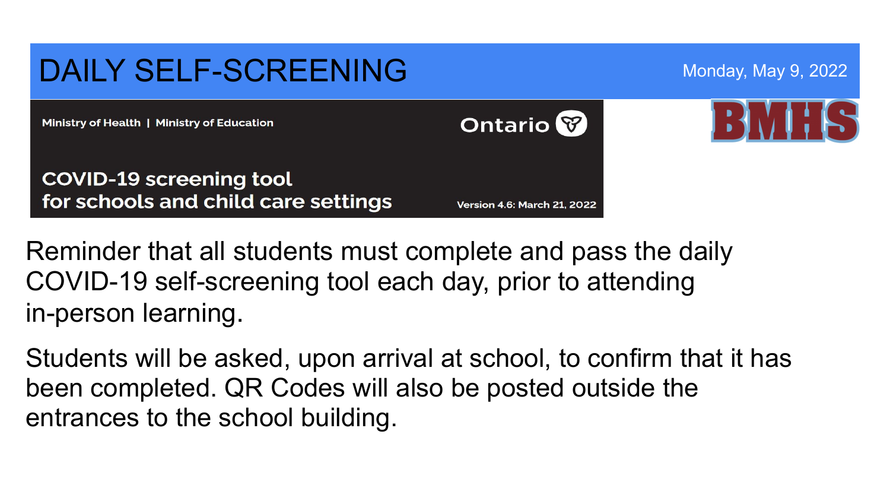# DAILY SELF-SCREENING

Monday, May 9, 2022

Ministry of Health | Ministry of Education

Ontario

**COVID-19 screening tool for schools and child care settings**

Version 4.6: March 21, 2022

BMHS

Reminder that all students must complete and pass the daily COVID-19 self-screening tool each day, prior to attending in-person learning.

Students will be asked, upon arrival at school, to confirm that it has been completed. QR Codes will also be posted outside the entrances to the school building.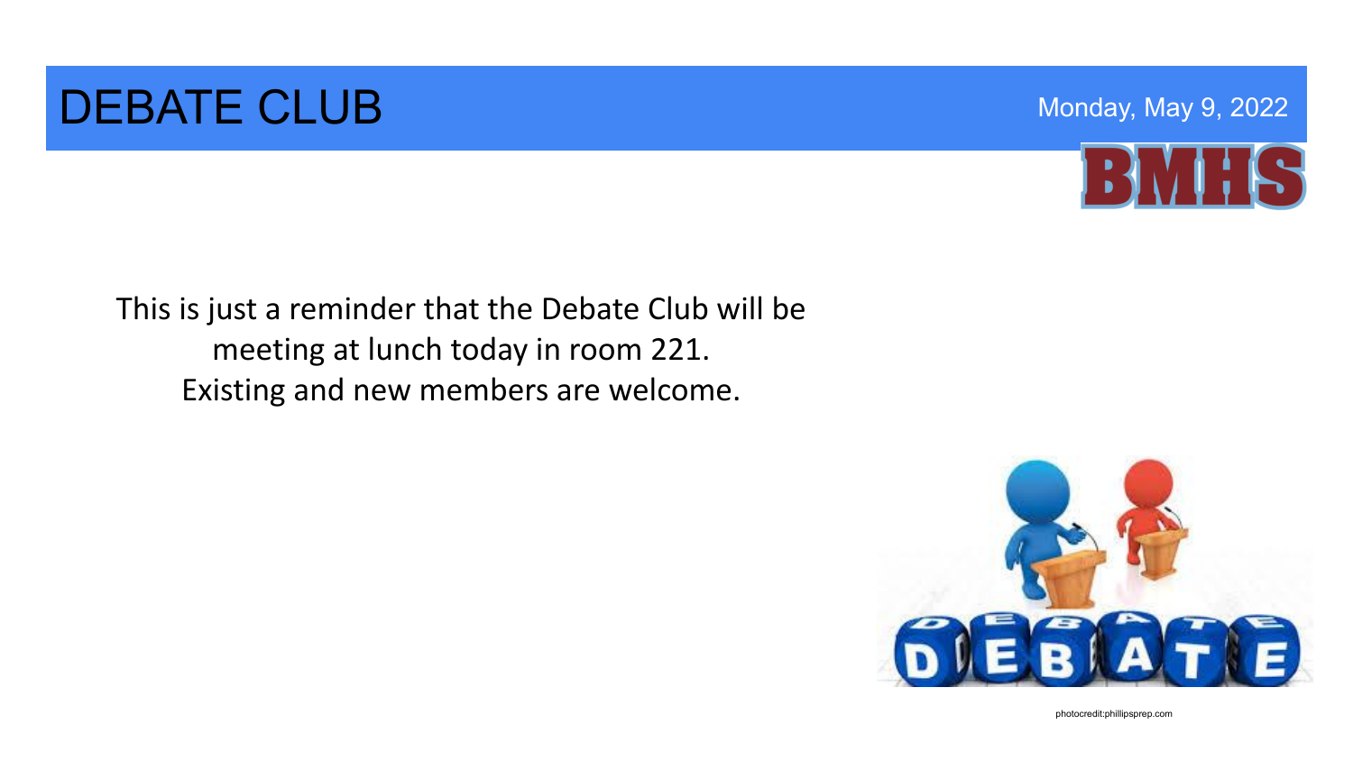# DEBATE CLUB

Monday, May 9, 2022

This is just a reminder that the Debate Club will be meeting at lunch today in room 221.
Existing and new members are welcome.

photocredit:phillipsprep.com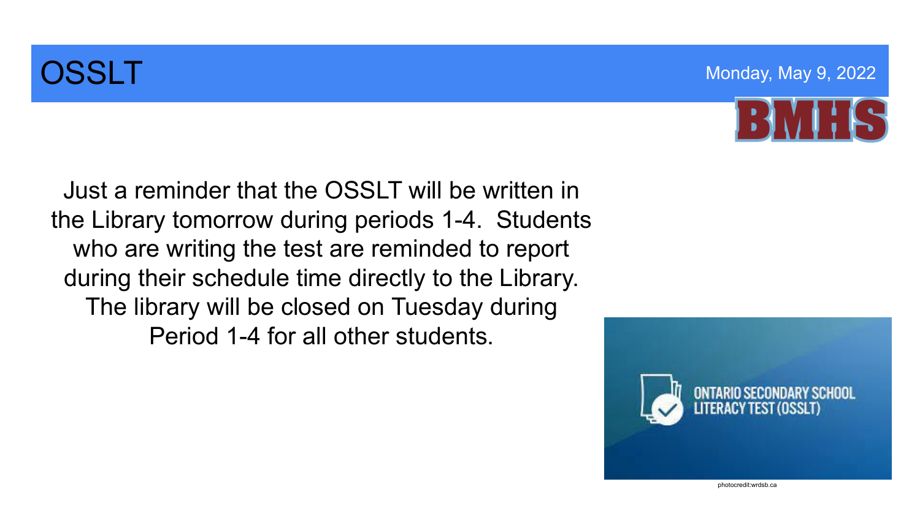# OSSLT

Monday, May 9, 2022

BMHS

Just a reminder that the OSSLT will be written in the Library tomorrow during periods 1-4. Students who are writing the test are reminded to report during their schedule time directly to the Library. The library will be closed on Tuesday during Period 1-4 for all other students.

ONTARIO SECONDARY SCHOOL LITERACY TEST (OSSLT)

photocredit:wrdsb.ca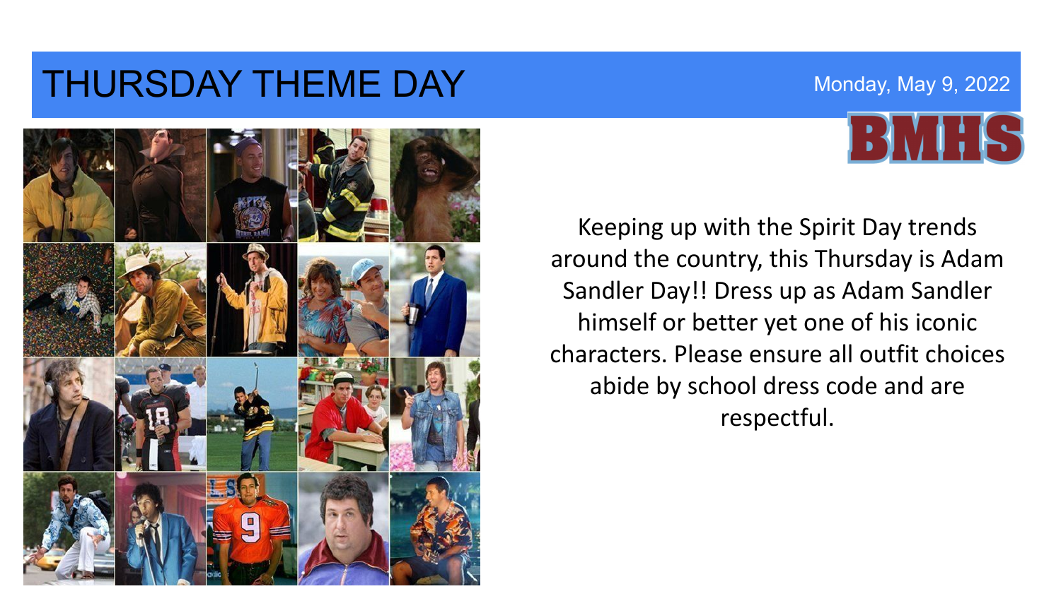# THURSDAY THEME DAY

Monday, May 9, 2022

BMHS

Keeping up with the Spirit Day trends around the country, this Thursday is Adam Sandler Day!! Dress up as Adam Sandler himself or better yet one of his iconic characters. Please ensure all outfit choices abide by school dress code and are respectful.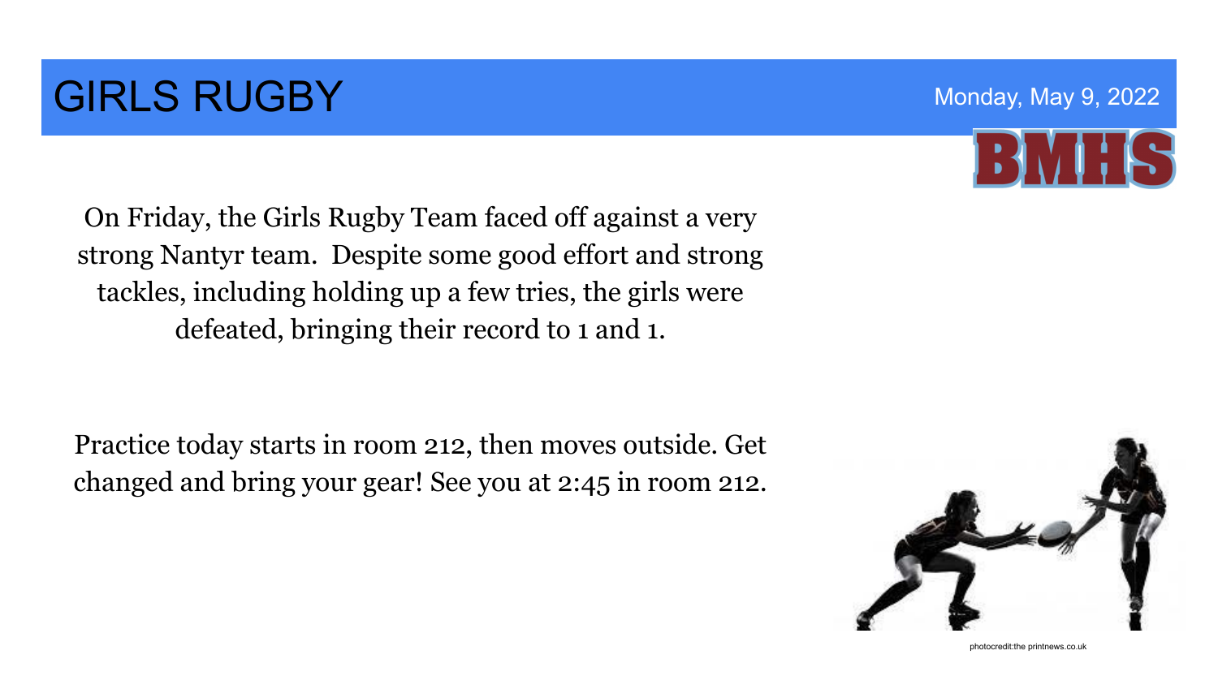# GIRLS RUGBY

Monday, May 9, 2022

BMHS

On Friday, the Girls Rugby Team faced off against a very strong Nantyr team. Despite some good effort and strong tackles, including holding up a few tries, the girls were defeated, bringing their record to 1 and 1.

Practice today starts in room 212, then moves outside. Get changed and bring your gear! See you at 2:45 in room 212.

photocredit:the printnews.co.uk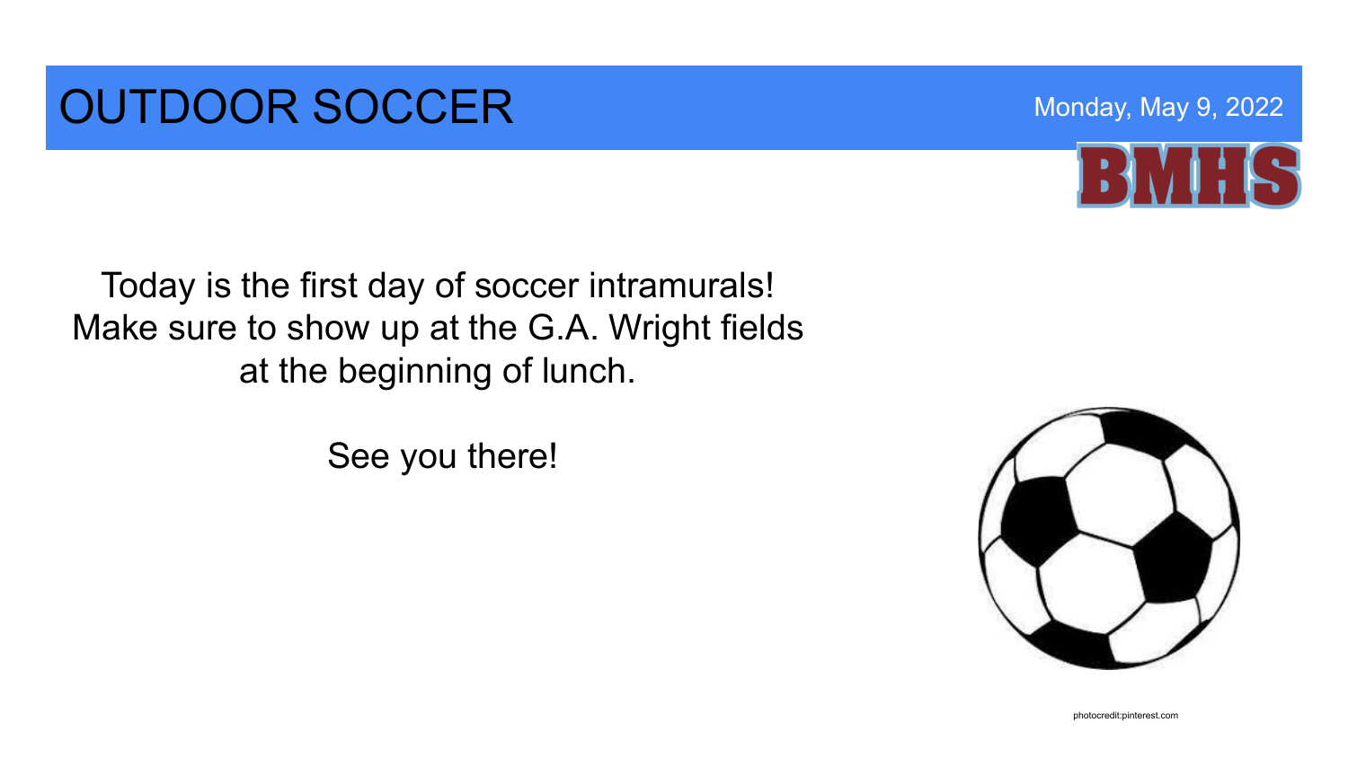# OUTDOOR SOCCER

Monday, May 9, 2022

BMHS

Today is the first day of soccer intramurals!
Make sure to show up at the G.A. Wright fields
at the beginning of lunch.

See you there!

photocredit:pinterest.com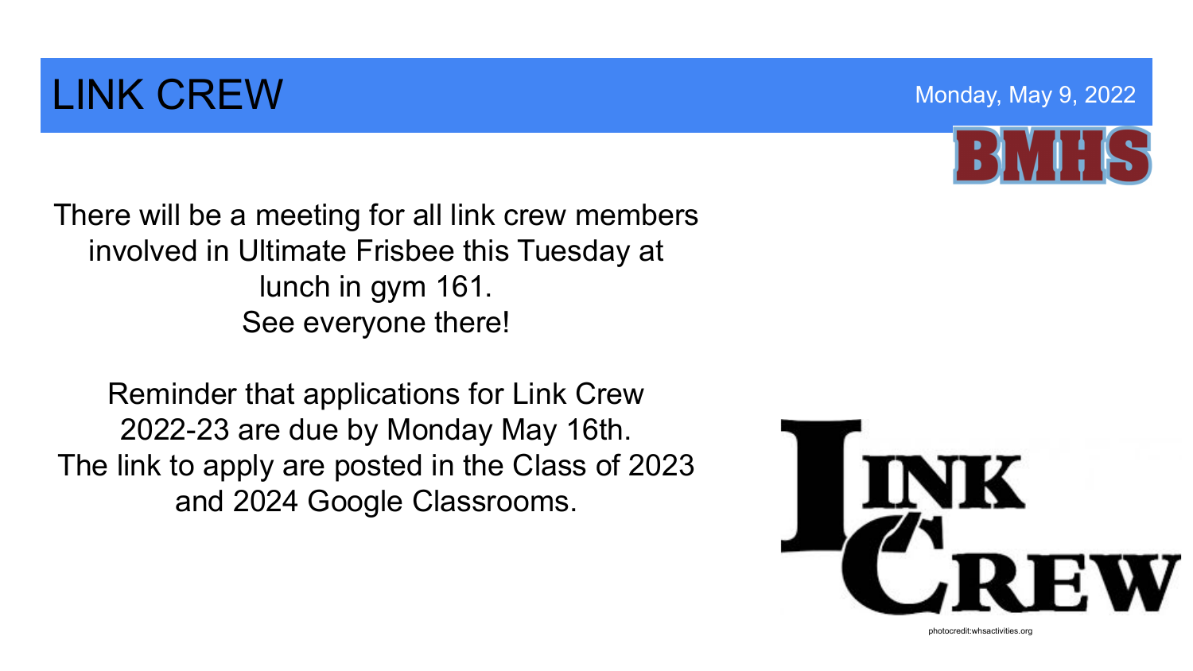# LINK CREW

Monday, May 9, 2022

There will be a meeting for all link crew members involved in Ultimate Frisbee this Tuesday at lunch in gym 161.
See everyone there!

Reminder that applications for Link Crew 2022-23 are due by Monday May 16th.
The link to apply are posted in the Class of 2023 and 2024 Google Classrooms.

photocredit:whsactivities.org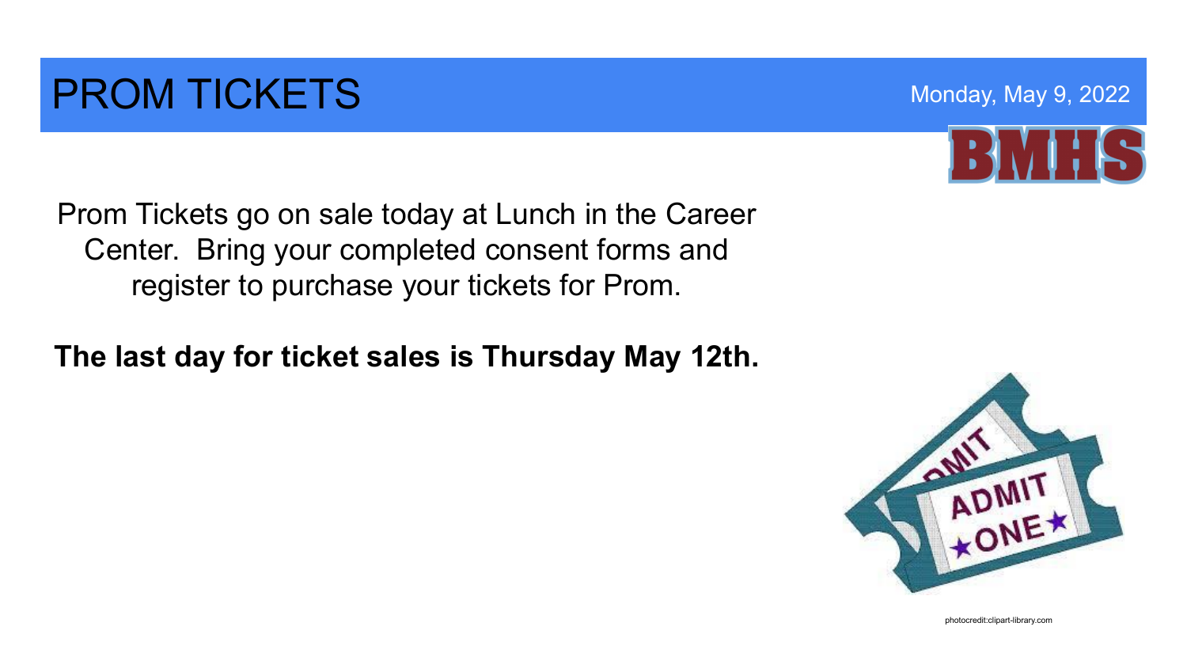# PROM TICKETS

Monday, May 9, 2022

BMHS

Prom Tickets go on sale today at Lunch in the Career Center. Bring your completed consent forms and register to purchase your tickets for Prom.

**The last day for ticket sales is Thursday May 12th.**

photocredit:clipart-library.com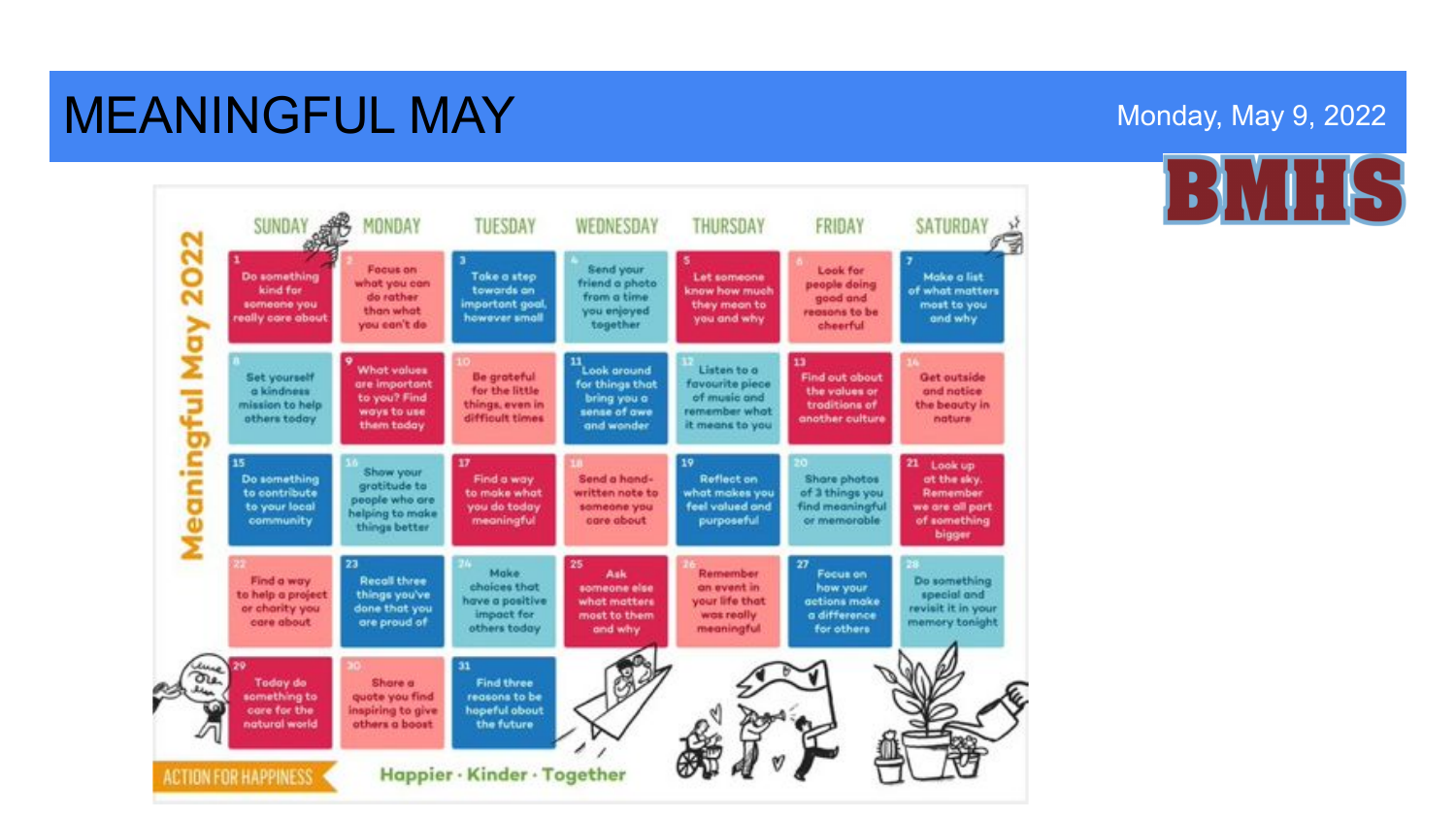# MEANINGFUL MAY

Monday, May 9, 2022

BMHS

## Meaningful May 2022

| SUNDAY | MONDAY | TUESDAY | WEDNESDAY | THURSDAY | FRIDAY | SATURDAY |
|---|---|---|---|---|---|---|
| 1 Do something kind for someone you really care about | 2 Focus on what you can do rather than what you can't do | 3 Take a step towards an important goal, however small | 4 Send your friend a photo from a time you enjoyed together | 5 Let someone know how much they mean to you and why | 6 Look for people doing good and reasons to be cheerful | 7 Make a list of what matters most to you and why |
| 8 Set yourself a kindness mission to help others today | 9 What values are important to you? Find ways to use them today | 10 Be grateful for the little things, even in difficult times | 11 Look around for things that bring you a sense of awe and wonder | 12 Listen to a favourite piece of music and remember what it means to you | 13 Find out about the values or traditions of another culture | 14 Get outside and notice the beauty in nature |
| 15 Do something to contribute to your local community | 16 Show your gratitude to people who are helping to make things better | 17 Find a way to make what you do today meaningful | 18 Send a hand-written note to someone you care about | 19 Reflect on what makes you feel valued and purposeful | 20 Share photos of 3 things you find meaningful or memorable | 21 Look up at the sky. Remember we are all part of something bigger |
| 22 Find a way to help a project or charity you care about | 23 Recall three things you've done that you are proud of | 24 Make choices that have a positive impact for others today | 25 Ask someone else what matters most to them and why | 26 Remember an event in your life that was really meaningful | 27 Focus on how your actions make a difference for others | 28 Do something special and revisit it in your memory tonight |
| 29 Today do something to care for the natural world | 30 Share a quote you find inspiring to give others a boost | 31 Find three reasons to be hopeful about the future | | | | |

ACTION FOR HAPPINESS

Happier · Kinder · Together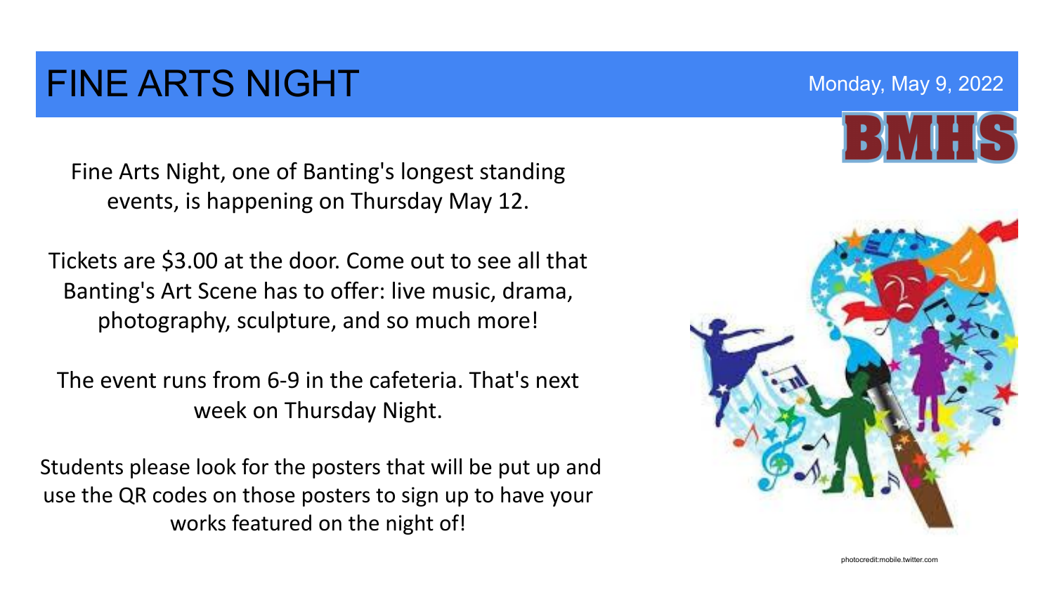# FINE ARTS NIGHT

Monday, May 9, 2022

BMHS

Fine Arts Night, one of Banting's longest standing events, is happening on Thursday May 12.

Tickets are $3.00 at the door. Come out to see all that Banting's Art Scene has to offer: live music, drama, photography, sculpture, and so much more!

The event runs from 6-9 in the cafeteria. That's next week on Thursday Night.

Students please look for the posters that will be put up and use the QR codes on those posters to sign up to have your works featured on the night of!

photocredit:mobile.twitter.com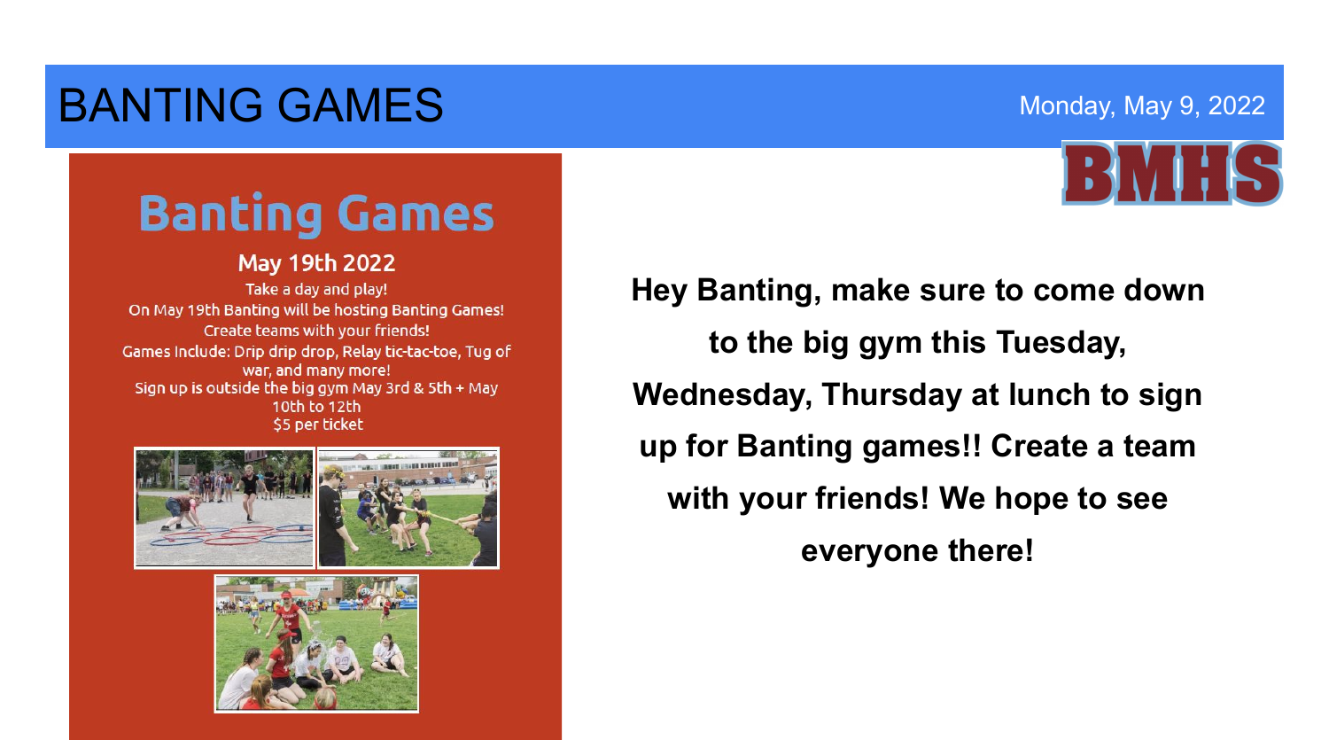# BANTING GAMES

Monday, May 9, 2022

BMHS

## Banting Games

**May 19th 2022**

Take a day and play!

On May 19th Banting will be hosting Banting Games!

Create teams with your friends!

Games Include: Drip drip drop, Relay tic-tac-toe, Tug of war, and many more!

Sign up is outside the big gym May 3rd & 5th + May 10th to 12th

$5 per ticket

**Hey Banting, make sure to come down to the big gym this Tuesday, Wednesday, Thursday at lunch to sign up for Banting games!! Create a team with your friends! We hope to see everyone there!**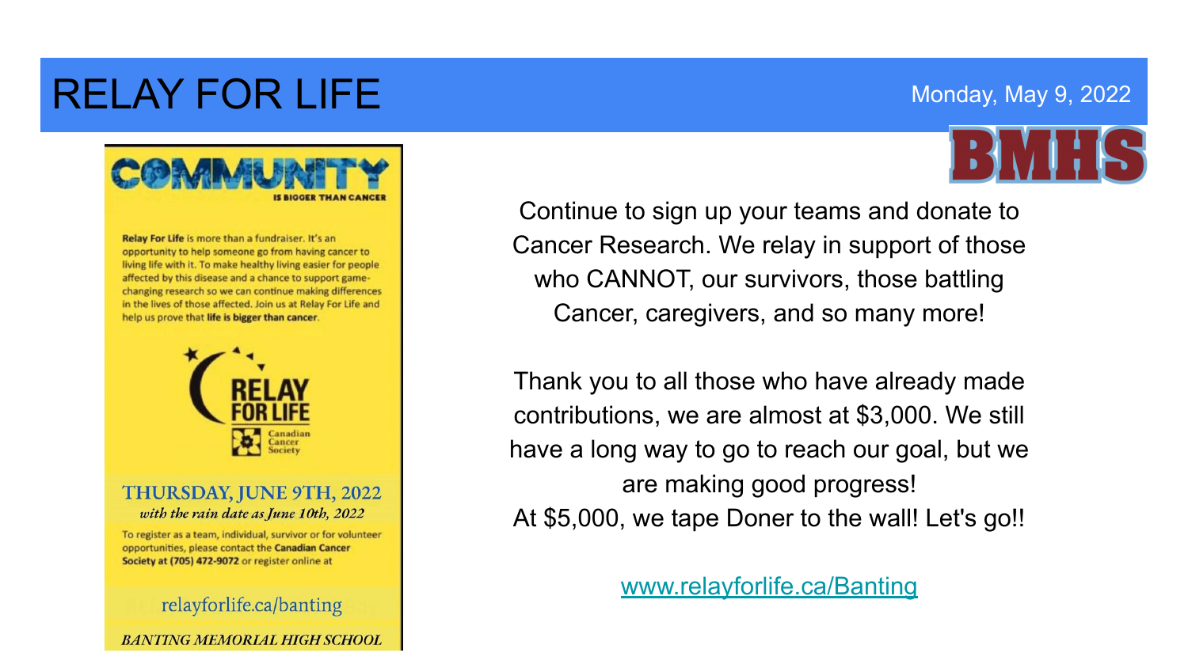# RELAY FOR LIFE

Monday, May 9, 2022

BMHS

**COMMUNITY**

IS BIGGER THAN CANCER

**Relay For Life** is more than a fundraiser. It's an opportunity to help someone go from having cancer to living life with it. To make healthy living easier for people affected by this disease and a chance to support game-changing research so we can continue making differences in the lives of those affected. Join us at Relay For Life and help us prove that **life is bigger than cancer**.

RELAY FOR LIFE

Canadian Cancer Society

**THURSDAY, JUNE 9TH, 2022**

*with the rain date as June 10th, 2022*

To register as a team, individual, survivor or for volunteer opportunities, please contact the **Canadian Cancer Society at (705) 472-9072** or register online at

relayforlife.ca/banting

*BANTING MEMORIAL HIGH SCHOOL*

Continue to sign up your teams and donate to Cancer Research. We relay in support of those who CANNOT, our survivors, those battling Cancer, caregivers, and so many more!

Thank you to all those who have already made contributions, we are almost at $3,000. We still have a long way to go to reach our goal, but we are making good progress!
At $5,000, we tape Doner to the wall! Let's go!!

[www.relayforlife.ca/Banting](http://www.relayforlife.ca/Banting)